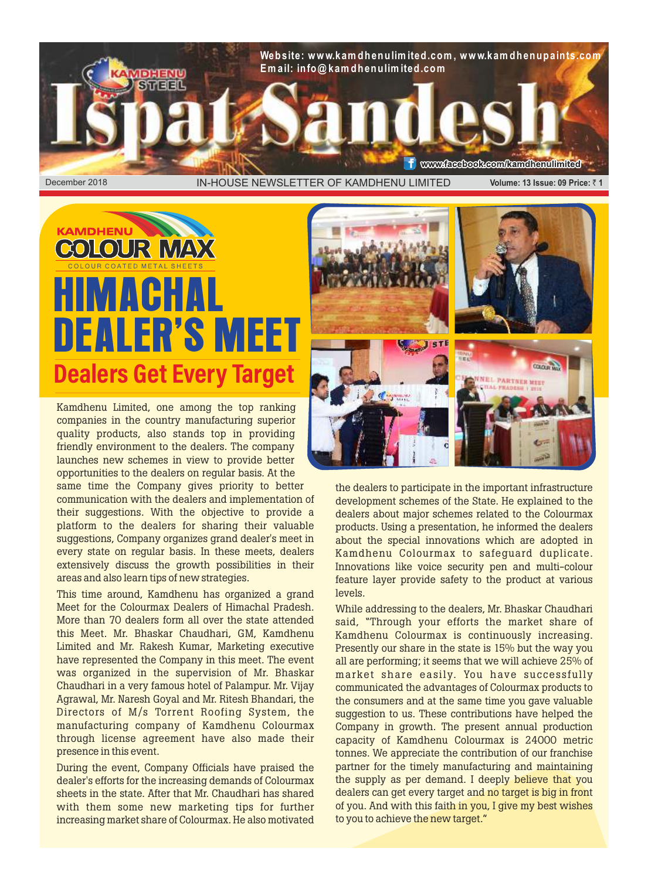# Ispat Sandesh

Website: www.kamdhenulimited.com, www.kamdhenupaints.com
Email: info@kamdhenulimited.com

www.facebook.com/kamdhenulimited

December 2018 — IN-HOUSE NEWSLETTER OF KAMDHENU LIMITED — Volume: 13 Issue: 09 Price: ₹ 1

KAMDHENU COLOUR MAX
COLOUR COATED METAL SHEETS

# HIMACHAL DEALER'S MEET

## Dealers Get Every Target

Kamdhenu Limited, one among the top ranking companies in the country manufacturing superior quality products, also stands top in providing friendly environment to the dealers. The company launches new schemes in view to provide better opportunities to the dealers on regular basis. At the same time the Company gives priority to better communication with the dealers and implementation of their suggestions. With the objective to provide a platform to the dealers for sharing their valuable suggestions, Company organizes grand dealer's meet in every state on regular basis. In these meets, dealers extensively discuss the growth possibilities in their areas and also learn tips of new strategies.

This time around, Kamdhenu has organized a grand Meet for the Colourmax Dealers of Himachal Pradesh. More than 70 dealers form all over the state attended this Meet. Mr. Bhaskar Chaudhari, GM, Kamdhenu Limited and Mr. Rakesh Kumar, Marketing executive have represented the Company in this meet. The event was organized in the supervision of Mr. Bhaskar Chaudhari in a very famous hotel of Palampur. Mr. Vijay Agrawal, Mr. Naresh Goyal and Mr. Ritesh Bhandari, the Directors of M/s Torrent Roofing System, the manufacturing company of Kamdhenu Colourmax through license agreement have also made their presence in this event.

During the event, Company Officials have praised the dealer's efforts for the increasing demands of Colourmax sheets in the state. After that Mr. Chaudhari has shared with them some new marketing tips for further increasing market share of Colourmax. He also motivated the dealers to participate in the important infrastructure development schemes of the State. He explained to the dealers about major schemes related to the Colourmax products. Using a presentation, he informed the dealers about the special innovations which are adopted in Kamdhenu Colourmax to safeguard duplicate. Innovations like voice security pen and multi-colour feature layer provide safety to the product at various levels.

While addressing to the dealers, Mr. Bhaskar Chaudhari said, "Through your efforts the market share of Kamdhenu Colourmax is continuously increasing. Presently our share in the state is 15% but the way you all are performing; it seems that we will achieve 25% of market share easily. You have successfully communicated the advantages of Colourmax products to the consumers and at the same time you gave valuable suggestion to us. These contributions have helped the Company in growth. The present annual production capacity of Kamdhenu Colourmax is 24000 metric tonnes. We appreciate the contribution of our franchise partner for the timely manufacturing and maintaining the supply as per demand. I deeply believe that you dealers can get every target and no target is big in front of you. And with this faith in you, I give my best wishes to you to achieve the new target."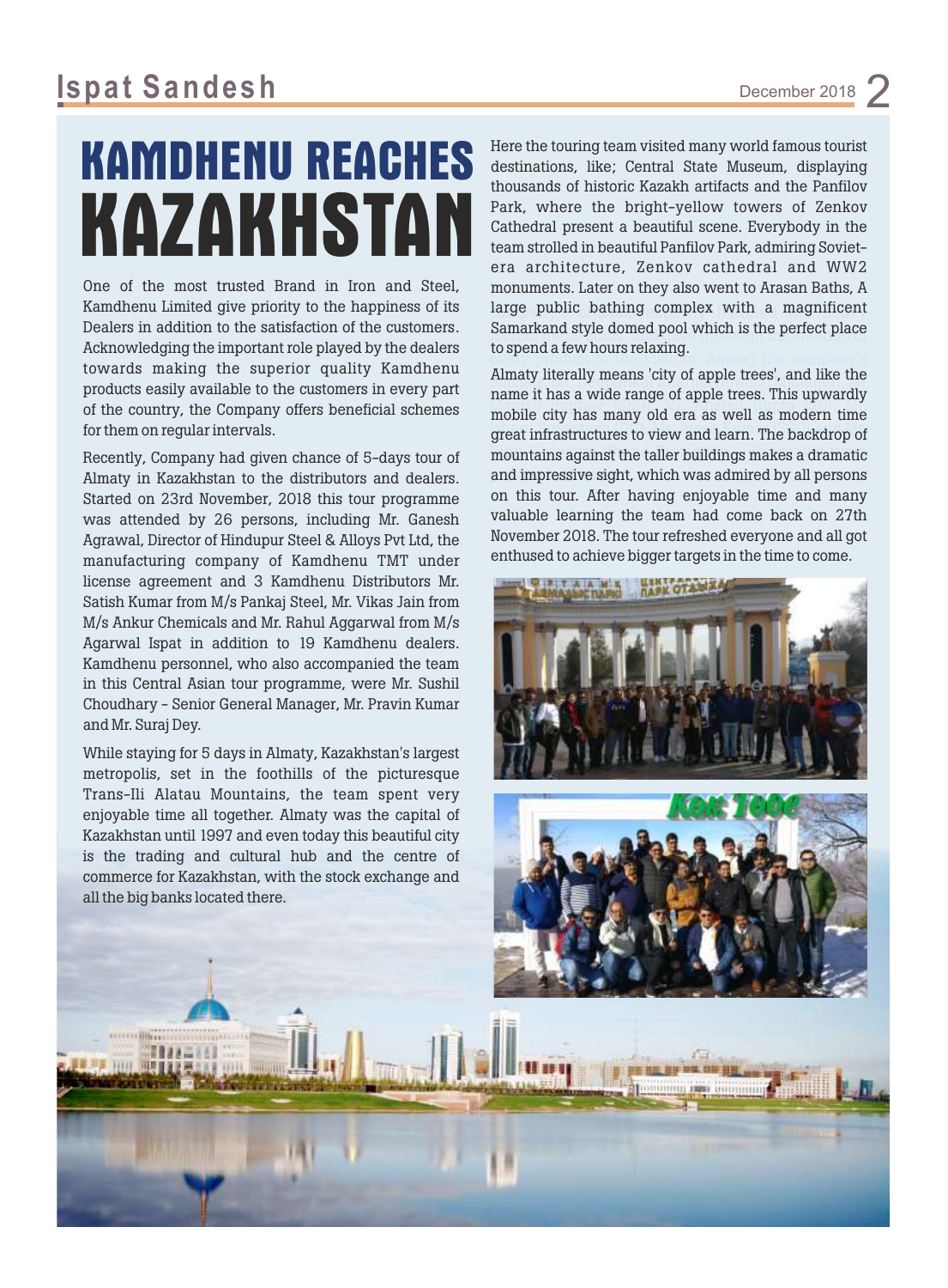# KAMDHENU REACHES KAZAKHSTAN

One of the most trusted Brand in Iron and Steel, Kamdhenu Limited give priority to the happiness of its Dealers in addition to the satisfaction of the customers. Acknowledging the important role played by the dealers towards making the superior quality Kamdhenu products easily available to the customers in every part of the country, the Company offers beneficial schemes for them on regular intervals.

Recently, Company had given chance of 5-days tour of Almaty in Kazakhstan to the distributors and dealers. Started on 23rd November, 2018 this tour programme was attended by 26 persons, including Mr. Ganesh Agrawal, Director of Hindupur Steel & Alloys Pvt Ltd, the manufacturing company of Kamdhenu TMT under license agreement and 3 Kamdhenu Distributors Mr. Satish Kumar from M/s Pankaj Steel, Mr. Vikas Jain from M/s Ankur Chemicals and Mr. Rahul Aggarwal from M/s Agarwal Ispat in addition to 19 Kamdhenu dealers. Kamdhenu personnel, who also accompanied the team in this Central Asian tour programme, were Mr. Sushil Choudhary - Senior General Manager, Mr. Pravin Kumar and Mr. Suraj Dey.

While staying for 5 days in Almaty, Kazakhstan's largest metropolis, set in the foothills of the picturesque Trans-Ili Alatau Mountains, the team spent very enjoyable time all together. Almaty was the capital of Kazakhstan until 1997 and even today this beautiful city is the trading and cultural hub and the centre of commerce for Kazakhstan, with the stock exchange and all the big banks located there.

Here the touring team visited many world famous tourist destinations, like; Central State Museum, displaying thousands of historic Kazakh artifacts and the Panfilov Park, where the bright-yellow towers of Zenkov Cathedral present a beautiful scene. Everybody in the team strolled in beautiful Panfilov Park, admiring Soviet-era architecture, Zenkov cathedral and WW2 monuments. Later on they also went to Arasan Baths, A large public bathing complex with a magnificent Samarkand style domed pool which is the perfect place to spend a few hours relaxing.

Almaty literally means 'city of apple trees', and like the name it has a wide range of apple trees. This upwardly mobile city has many old era as well as modern time great infrastructures to view and learn. The backdrop of mountains against the taller buildings makes a dramatic and impressive sight, which was admired by all persons on this tour. After having enjoyable time and many valuable learning the team had come back on 27th November 2018. The tour refreshed everyone and all got enthused to achieve bigger targets in the time to come.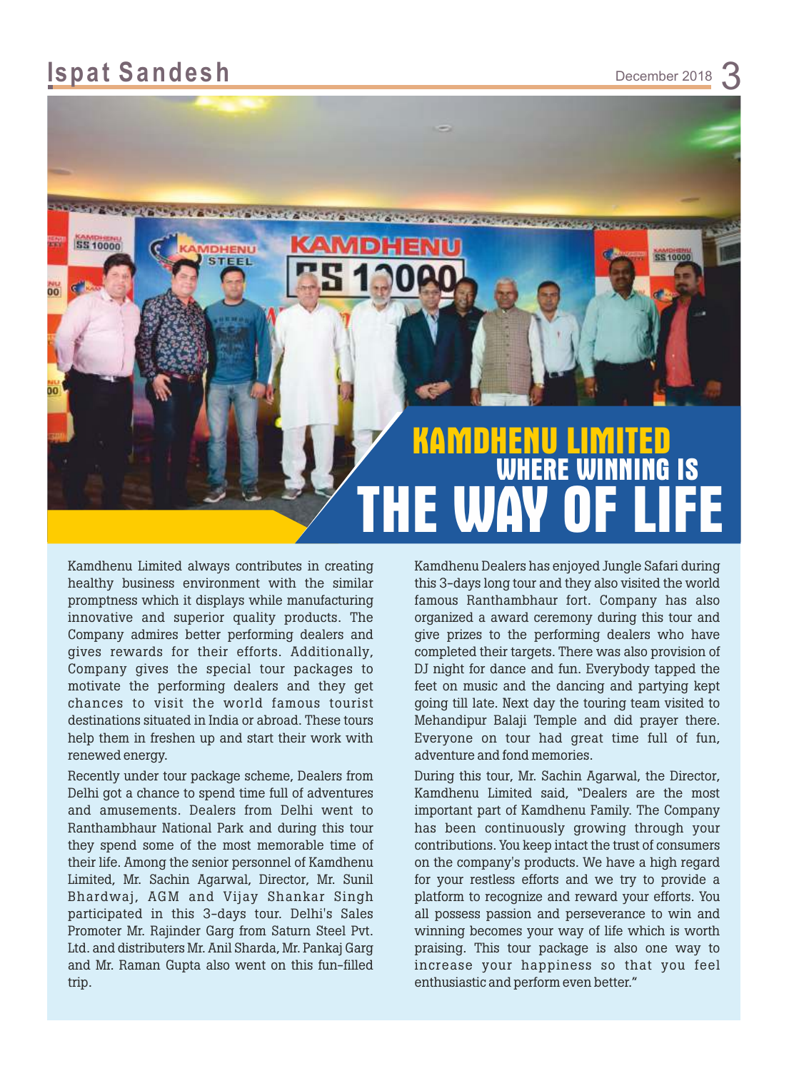# KAMDHENU LIMITED WHERE WINNING IS THE WAY OF LIFE

Kamdhenu Limited always contributes in creating healthy business environment with the similar promptness which it displays while manufacturing innovative and superior quality products. The Company admires better performing dealers and gives rewards for their efforts. Additionally, Company gives the special tour packages to motivate the performing dealers and they get chances to visit the world famous tourist destinations situated in India or abroad. These tours help them in freshen up and start their work with renewed energy.

Recently under tour package scheme, Dealers from Delhi got a chance to spend time full of adventures and amusements. Dealers from Delhi went to Ranthambhaur National Park and during this tour they spend some of the most memorable time of their life. Among the senior personnel of Kamdhenu Limited, Mr. Sachin Agarwal, Director, Mr. Sunil Bhardwaj, AGM and Vijay Shankar Singh participated in this 3-days tour. Delhi's Sales Promoter Mr. Rajinder Garg from Saturn Steel Pvt. Ltd. and distributers Mr. Anil Sharda, Mr. Pankaj Garg and Mr. Raman Gupta also went on this fun-filled trip.

Kamdhenu Dealers has enjoyed Jungle Safari during this 3-days long tour and they also visited the world famous Ranthambhaur fort. Company has also organized a award ceremony during this tour and give prizes to the performing dealers who have completed their targets. There was also provision of DJ night for dance and fun. Everybody tapped the feet on music and the dancing and partying kept going till late. Next day the touring team visited to Mehandipur Balaji Temple and did prayer there. Everyone on tour had great time full of fun, adventure and fond memories.

During this tour, Mr. Sachin Agarwal, the Director, Kamdhenu Limited said, "Dealers are the most important part of Kamdhenu Family. The Company has been continuously growing through your contributions. You keep intact the trust of consumers on the company's products. We have a high regard for your restless efforts and we try to provide a platform to recognize and reward your efforts. You all possess passion and perseverance to win and winning becomes your way of life which is worth praising. This tour package is also one way to increase your happiness so that you feel enthusiastic and perform even better."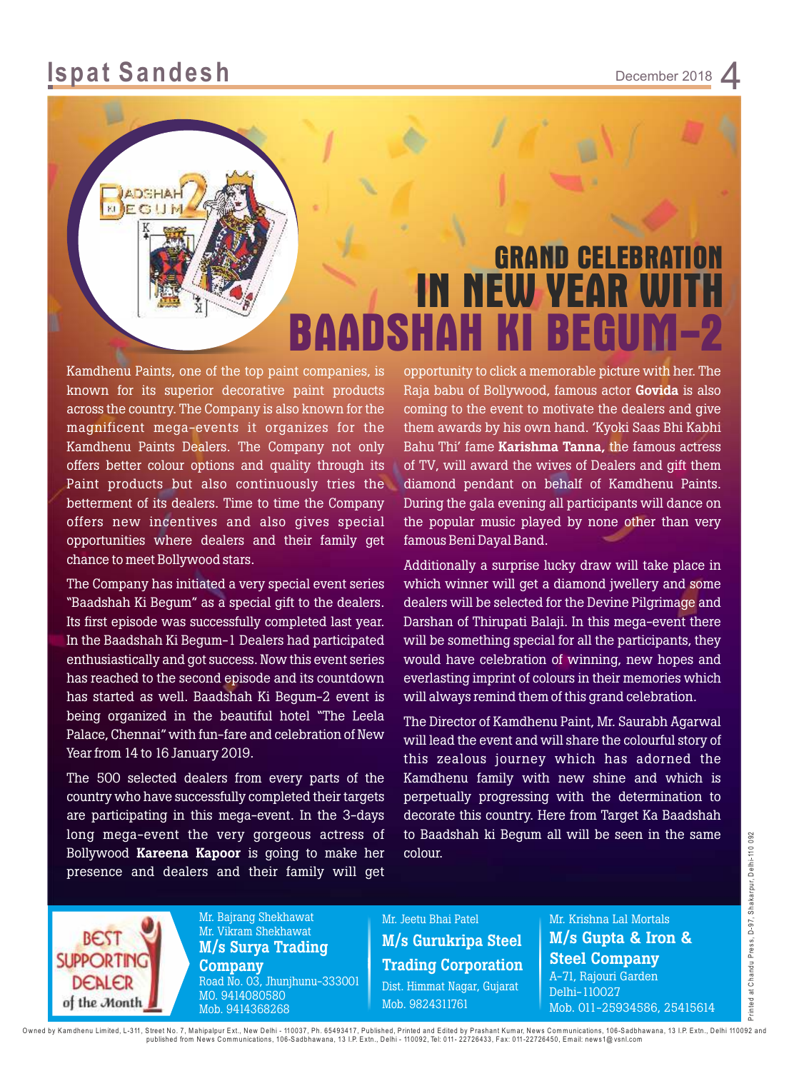# GRAND CELEBRATION IN NEW YEAR WITH BAADSHAH KI BEGUM-2

Kamdhenu Paints, one of the top paint companies, is known for its superior decorative paint products across the country. The Company is also known for the magnificent mega-events it organizes for the Kamdhenu Paints Dealers. The Company not only offers better colour options and quality through its Paint products but also continuously tries the betterment of its dealers. Time to time the Company offers new incentives and also gives special opportunities where dealers and their family get chance to meet Bollywood stars.

The Company has initiated a very special event series "Baadshah Ki Begum" as a special gift to the dealers. Its first episode was successfully completed last year. In the Baadshah Ki Begum-1 Dealers had participated enthusiastically and got success. Now this event series has reached to the second episode and its countdown has started as well. Baadshah Ki Begum-2 event is being organized in the beautiful hotel "The Leela Palace, Chennai" with fun-fare and celebration of New Year from 14 to 16 January 2019.

The 500 selected dealers from every parts of the country who have successfully completed their targets are participating in this mega-event. In the 3-days long mega-event the very gorgeous actress of Bollywood **Kareena Kapoor** is going to make her presence and dealers and their family will get opportunity to click a memorable picture with her. The Raja babu of Bollywood, famous actor **Govida** is also coming to the event to motivate the dealers and give them awards by his own hand. 'Kyoki Saas Bhi Kabhi Bahu Thi' fame **Karishma Tanna,** the famous actress of TV, will award the wives of Dealers and gift them diamond pendant on behalf of Kamdhenu Paints. During the gala evening all participants will dance on the popular music played by none other than very famous Beni Dayal Band.

Additionally a surprise lucky draw will take place in which winner will get a diamond jewellery and some dealers will be selected for the Devine Pilgrimage and Darshan of Thirupati Balaji. In this mega-event there will be something special for all the participants, they would have celebration of winning, new hopes and everlasting imprint of colours in their memories which will always remind them of this grand celebration.

The Director of Kamdhenu Paint, Mr. Saurabh Agarwal will lead the event and will share the colourful story of this zealous journey which has adorned the Kamdhenu family with new shine and which is perpetually progressing with the determination to decorate this country. Here from Target Ka Baadshah to Baadshah ki Begum all will be seen in the same colour.

## BEST SUPPORTING DEALER of the Month

Mr. Bajrang Shekhawat
Mr. Vikram Shekhawat
**M/s Surya Trading Company**
Road No. 03, Jhunjhunu-333001
MO. 9414080580
Mob. 9414368268

Mr. Jeetu Bhai Patel
**M/s Gurukripa Steel Trading Corporation**
Dist. Himmat Nagar, Gujarat
Mob. 9824311761

Mr. Krishna Lal Mortals
**M/s Gupta & Iron & Steel Company**
A-71, Rajouri Garden
Delhi-110027
Mob. 011-25934586, 25415614

Printed at Chandu Press, D-97, Shakarpur, Delhi-110 092

Owned by Kamdhenu Limited, L-311, Street No. 7, Mahipalpur Ext., New Delhi - 110037, Ph. 65493417, Published, Printed and Edited by Prashant Kumar, News Communications, 106-Sadbhawana, 13 I.P. Extn., Delhi 110092 and published from News Communications, 106-Sadbhawana, 13 I.P. Extn., Delhi - 110092, Tel: 011- 22726433, Fax: 011-22726450, Email: news1@vsnl.com